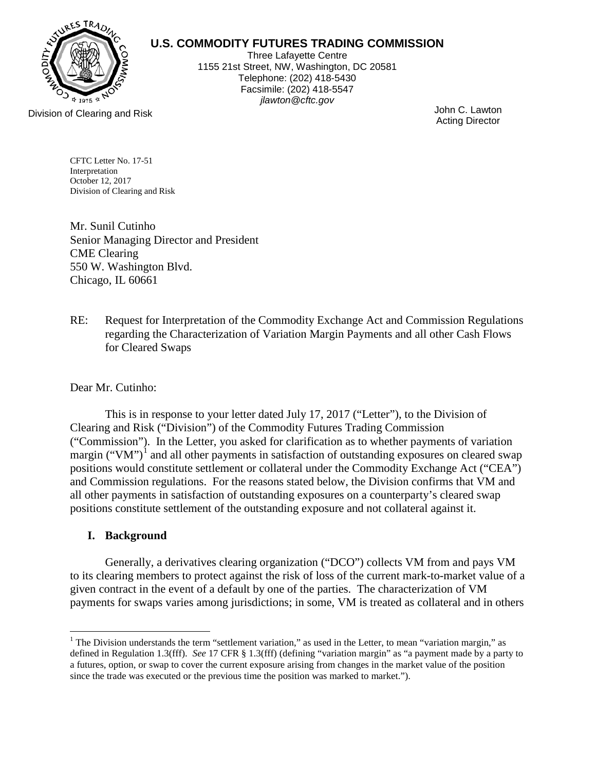**U.S. COMMODITY FUTURES TRADING COMMISSION**

Three Lafayette Centre
1155 21st Street, NW, Washington, DC 20581
Telephone: (202) 418-5430
Facsimile: (202) 418-5547
*jlawton@cftc.gov*

Division of Clearing and Risk

John C. Lawton
Acting Director

CFTC Letter No. 17-51
Interpretation
October 12, 2017
Division of Clearing and Risk

Mr. Sunil Cutinho
Senior Managing Director and President
CME Clearing
550 W. Washington Blvd.
Chicago, IL 60661

RE: Request for Interpretation of the Commodity Exchange Act and Commission Regulations regarding the Characterization of Variation Margin Payments and all other Cash Flows for Cleared Swaps

Dear Mr. Cutinho:

This is in response to your letter dated July 17, 2017 ("Letter"), to the Division of Clearing and Risk ("Division") of the Commodity Futures Trading Commission ("Commission"). In the Letter, you asked for clarification as to whether payments of variation margin ("VM")[1] and all other payments in satisfaction of outstanding exposures on cleared swap positions would constitute settlement or collateral under the Commodity Exchange Act ("CEA") and Commission regulations. For the reasons stated below, the Division confirms that VM and all other payments in satisfaction of outstanding exposures on a counterparty's cleared swap positions constitute settlement of the outstanding exposure and not collateral against it.

## I. Background

Generally, a derivatives clearing organization ("DCO") collects VM from and pays VM to its clearing members to protect against the risk of loss of the current mark-to-market value of a given contract in the event of a default by one of the parties. The characterization of VM payments for swaps varies among jurisdictions; in some, VM is treated as collateral and in others

[1] The Division understands the term "settlement variation," as used in the Letter, to mean "variation margin," as defined in Regulation 1.3(fff). *See* 17 CFR § 1.3(fff) (defining "variation margin" as "a payment made by a party to a futures, option, or swap to cover the current exposure arising from changes in the market value of the position since the trade was executed or the previous time the position was marked to market.").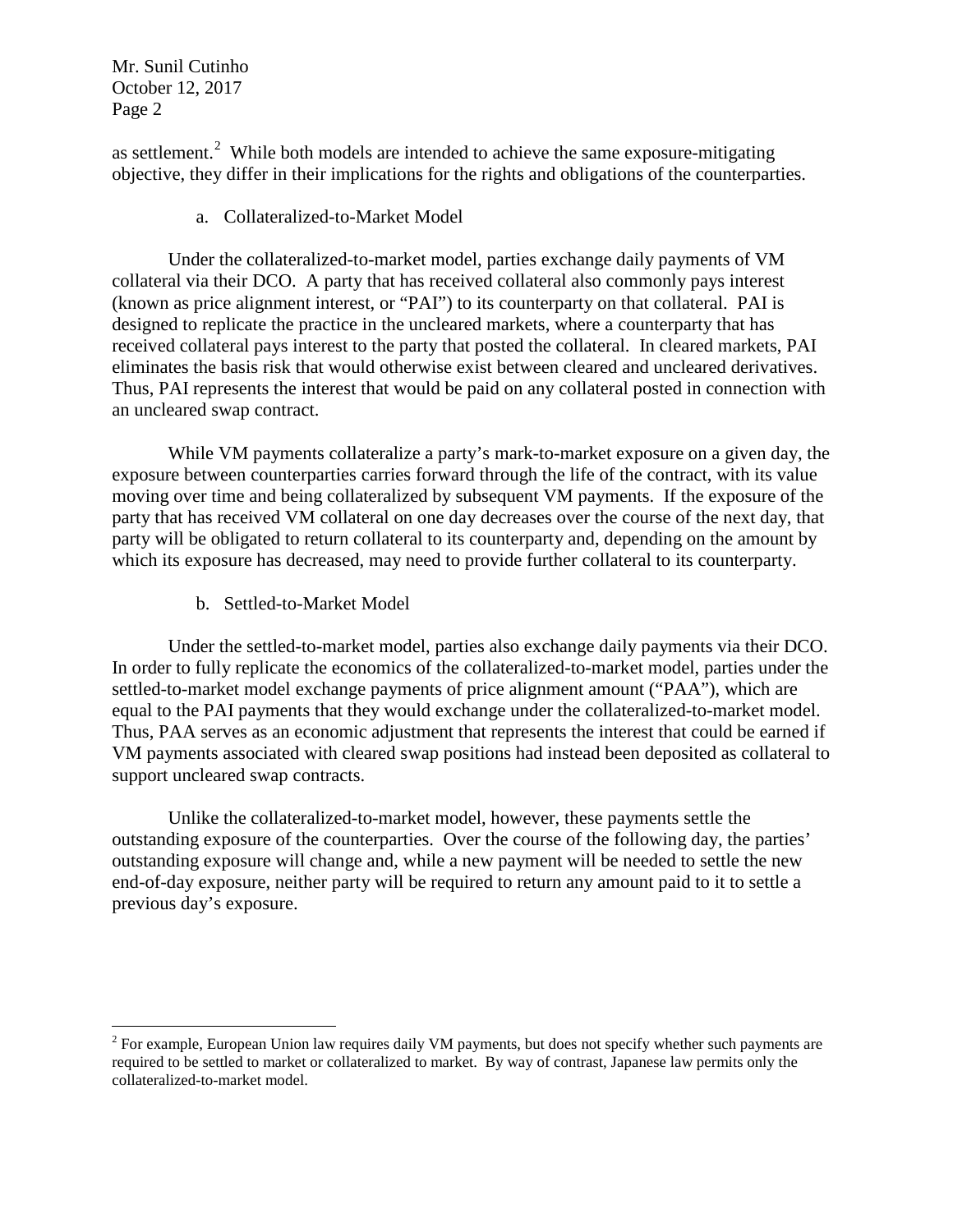as settlement.[2] While both models are intended to achieve the same exposure-mitigating objective, they differ in their implications for the rights and obligations of the counterparties.

a. Collateralized-to-Market Model

Under the collateralized-to-market model, parties exchange daily payments of VM collateral via their DCO. A party that has received collateral also commonly pays interest (known as price alignment interest, or "PAI") to its counterparty on that collateral. PAI is designed to replicate the practice in the uncleared markets, where a counterparty that has received collateral pays interest to the party that posted the collateral. In cleared markets, PAI eliminates the basis risk that would otherwise exist between cleared and uncleared derivatives. Thus, PAI represents the interest that would be paid on any collateral posted in connection with an uncleared swap contract.

While VM payments collateralize a party's mark-to-market exposure on a given day, the exposure between counterparties carries forward through the life of the contract, with its value moving over time and being collateralized by subsequent VM payments. If the exposure of the party that has received VM collateral on one day decreases over the course of the next day, that party will be obligated to return collateral to its counterparty and, depending on the amount by which its exposure has decreased, may need to provide further collateral to its counterparty.

b. Settled-to-Market Model

Under the settled-to-market model, parties also exchange daily payments via their DCO. In order to fully replicate the economics of the collateralized-to-market model, parties under the settled-to-market model exchange payments of price alignment amount ("PAA"), which are equal to the PAI payments that they would exchange under the collateralized-to-market model. Thus, PAA serves as an economic adjustment that represents the interest that could be earned if VM payments associated with cleared swap positions had instead been deposited as collateral to support uncleared swap contracts.

Unlike the collateralized-to-market model, however, these payments settle the outstanding exposure of the counterparties. Over the course of the following day, the parties' outstanding exposure will change and, while a new payment will be needed to settle the new end-of-day exposure, neither party will be required to return any amount paid to it to settle a previous day's exposure.

[2] For example, European Union law requires daily VM payments, but does not specify whether such payments are required to be settled to market or collateralized to market. By way of contrast, Japanese law permits only the collateralized-to-market model.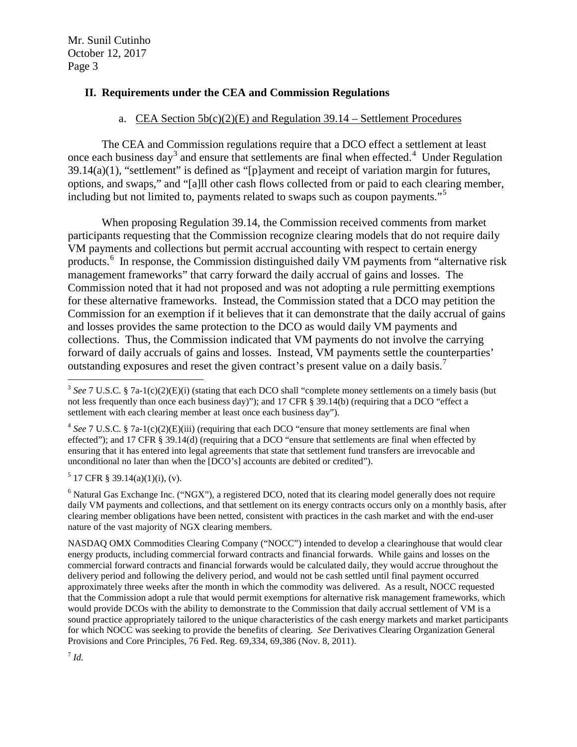## II. Requirements under the CEA and Commission Regulations

### a. CEA Section 5b(c)(2)(E) and Regulation 39.14 – Settlement Procedures

The CEA and Commission regulations require that a DCO effect a settlement at least once each business day[3] and ensure that settlements are final when effected.[4] Under Regulation 39.14(a)(1), "settlement" is defined as "[p]ayment and receipt of variation margin for futures, options, and swaps," and "[a]ll other cash flows collected from or paid to each clearing member, including but not limited to, payments related to swaps such as coupon payments."[5]

When proposing Regulation 39.14, the Commission received comments from market participants requesting that the Commission recognize clearing models that do not require daily VM payments and collections but permit accrual accounting with respect to certain energy products.[6] In response, the Commission distinguished daily VM payments from "alternative risk management frameworks" that carry forward the daily accrual of gains and losses. The Commission noted that it had not proposed and was not adopting a rule permitting exemptions for these alternative frameworks. Instead, the Commission stated that a DCO may petition the Commission for an exemption if it believes that it can demonstrate that the daily accrual of gains and losses provides the same protection to the DCO as would daily VM payments and collections. Thus, the Commission indicated that VM payments do not involve the carrying forward of daily accruals of gains and losses. Instead, VM payments settle the counterparties' outstanding exposures and reset the given contract's present value on a daily basis.[7]

---

[3] *See* 7 U.S.C. § 7a-1(c)(2)(E)(i) (stating that each DCO shall "complete money settlements on a timely basis (but not less frequently than once each business day)"); and 17 CFR § 39.14(b) (requiring that a DCO "effect a settlement with each clearing member at least once each business day").

[4] *See* 7 U.S.C. § 7a-1(c)(2)(E)(iii) (requiring that each DCO "ensure that money settlements are final when effected"); and 17 CFR § 39.14(d) (requiring that a DCO "ensure that settlements are final when effected by ensuring that it has entered into legal agreements that state that settlement fund transfers are irrevocable and unconditional no later than when the [DCO's] accounts are debited or credited").

[5] 17 CFR § 39.14(a)(1)(i), (v).

[6] Natural Gas Exchange Inc. ("NGX"), a registered DCO, noted that its clearing model generally does not require daily VM payments and collections, and that settlement on its energy contracts occurs only on a monthly basis, after clearing member obligations have been netted, consistent with practices in the cash market and with the end-user nature of the vast majority of NGX clearing members.

NASDAQ OMX Commodities Clearing Company ("NOCC") intended to develop a clearinghouse that would clear energy products, including commercial forward contracts and financial forwards. While gains and losses on the commercial forward contracts and financial forwards would be calculated daily, they would accrue throughout the delivery period and following the delivery period, and would not be cash settled until final payment occurred approximately three weeks after the month in which the commodity was delivered. As a result, NOCC requested that the Commission adopt a rule that would permit exemptions for alternative risk management frameworks, which would provide DCOs with the ability to demonstrate to the Commission that daily accrual settlement of VM is a sound practice appropriately tailored to the unique characteristics of the cash energy markets and market participants for which NOCC was seeking to provide the benefits of clearing. *See* Derivatives Clearing Organization General Provisions and Core Principles, 76 Fed. Reg. 69,334, 69,386 (Nov. 8, 2011).

[7] *Id.*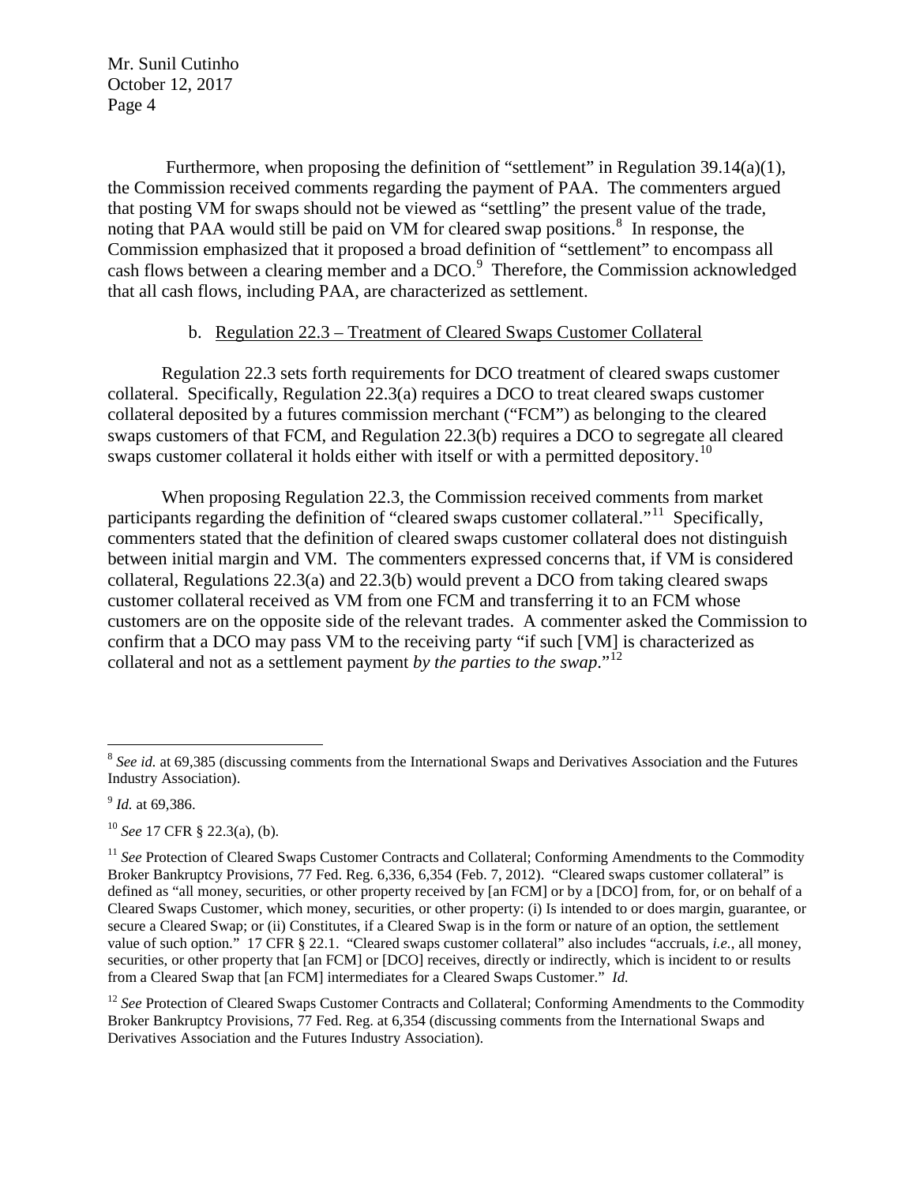Furthermore, when proposing the definition of "settlement" in Regulation 39.14(a)(1), the Commission received comments regarding the payment of PAA. The commenters argued that posting VM for swaps should not be viewed as "settling" the present value of the trade, noting that PAA would still be paid on VM for cleared swap positions.[8] In response, the Commission emphasized that it proposed a broad definition of "settlement" to encompass all cash flows between a clearing member and a DCO.[9] Therefore, the Commission acknowledged that all cash flows, including PAA, are characterized as settlement.

b. <u>Regulation 22.3 – Treatment of Cleared Swaps Customer Collateral</u>

Regulation 22.3 sets forth requirements for DCO treatment of cleared swaps customer collateral. Specifically, Regulation 22.3(a) requires a DCO to treat cleared swaps customer collateral deposited by a futures commission merchant ("FCM") as belonging to the cleared swaps customers of that FCM, and Regulation 22.3(b) requires a DCO to segregate all cleared swaps customer collateral it holds either with itself or with a permitted depository.[10]

When proposing Regulation 22.3, the Commission received comments from market participants regarding the definition of "cleared swaps customer collateral."[11] Specifically, commenters stated that the definition of cleared swaps customer collateral does not distinguish between initial margin and VM. The commenters expressed concerns that, if VM is considered collateral, Regulations 22.3(a) and 22.3(b) would prevent a DCO from taking cleared swaps customer collateral received as VM from one FCM and transferring it to an FCM whose customers are on the opposite side of the relevant trades. A commenter asked the Commission to confirm that a DCO may pass VM to the receiving party "if such [VM] is characterized as collateral and not as a settlement payment *by the parties to the swap*."[12]

---

[8] *See id.* at 69,385 (discussing comments from the International Swaps and Derivatives Association and the Futures Industry Association).

[9] *Id.* at 69,386.

[10] *See* 17 CFR § 22.3(a), (b).

[11] *See* Protection of Cleared Swaps Customer Contracts and Collateral; Conforming Amendments to the Commodity Broker Bankruptcy Provisions, 77 Fed. Reg. 6,336, 6,354 (Feb. 7, 2012). "Cleared swaps customer collateral" is defined as "all money, securities, or other property received by [an FCM] or by a [DCO] from, for, or on behalf of a Cleared Swaps Customer, which money, securities, or other property: (i) Is intended to or does margin, guarantee, or secure a Cleared Swap; or (ii) Constitutes, if a Cleared Swap is in the form or nature of an option, the settlement value of such option." 17 CFR § 22.1. "Cleared swaps customer collateral" also includes "accruals, *i.e.*, all money, securities, or other property that [an FCM] or [DCO] receives, directly or indirectly, which is incident to or results from a Cleared Swap that [an FCM] intermediates for a Cleared Swaps Customer." *Id.*

[12] *See* Protection of Cleared Swaps Customer Contracts and Collateral; Conforming Amendments to the Commodity Broker Bankruptcy Provisions, 77 Fed. Reg. at 6,354 (discussing comments from the International Swaps and Derivatives Association and the Futures Industry Association).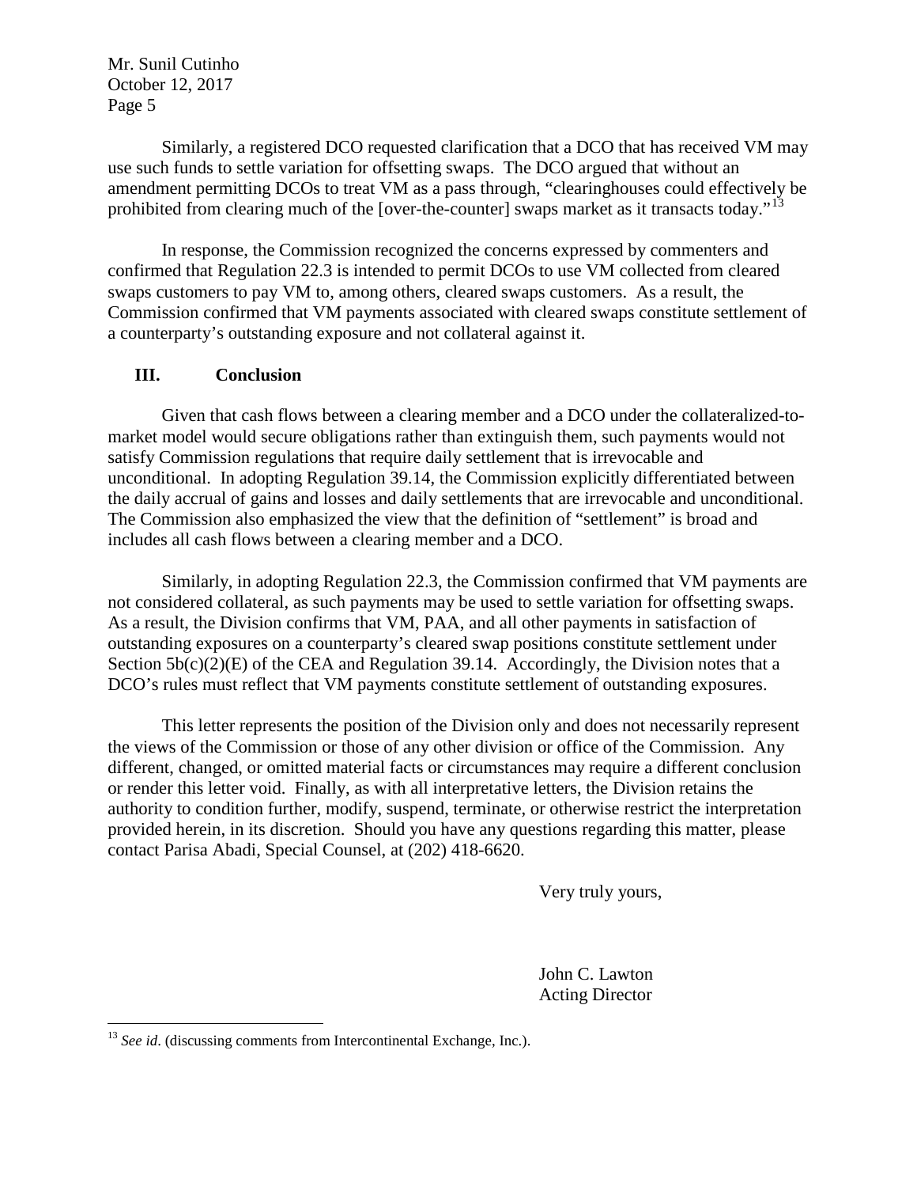Similarly, a registered DCO requested clarification that a DCO that has received VM may use such funds to settle variation for offsetting swaps. The DCO argued that without an amendment permitting DCOs to treat VM as a pass through, "clearinghouses could effectively be prohibited from clearing much of the [over-the-counter] swaps market as it transacts today."[13]

In response, the Commission recognized the concerns expressed by commenters and confirmed that Regulation 22.3 is intended to permit DCOs to use VM collected from cleared swaps customers to pay VM to, among others, cleared swaps customers. As a result, the Commission confirmed that VM payments associated with cleared swaps constitute settlement of a counterparty's outstanding exposure and not collateral against it.

## III. Conclusion

Given that cash flows between a clearing member and a DCO under the collateralized-to-market model would secure obligations rather than extinguish them, such payments would not satisfy Commission regulations that require daily settlement that is irrevocable and unconditional. In adopting Regulation 39.14, the Commission explicitly differentiated between the daily accrual of gains and losses and daily settlements that are irrevocable and unconditional. The Commission also emphasized the view that the definition of "settlement" is broad and includes all cash flows between a clearing member and a DCO.

Similarly, in adopting Regulation 22.3, the Commission confirmed that VM payments are not considered collateral, as such payments may be used to settle variation for offsetting swaps. As a result, the Division confirms that VM, PAA, and all other payments in satisfaction of outstanding exposures on a counterparty's cleared swap positions constitute settlement under Section 5b(c)(2)(E) of the CEA and Regulation 39.14. Accordingly, the Division notes that a DCO's rules must reflect that VM payments constitute settlement of outstanding exposures.

This letter represents the position of the Division only and does not necessarily represent the views of the Commission or those of any other division or office of the Commission. Any different, changed, or omitted material facts or circumstances may require a different conclusion or render this letter void. Finally, as with all interpretative letters, the Division retains the authority to condition further, modify, suspend, terminate, or otherwise restrict the interpretation provided herein, in its discretion. Should you have any questions regarding this matter, please contact Parisa Abadi, Special Counsel, at (202) 418-6620.

Very truly yours,

John C. Lawton
Acting Director

---

[13] *See id.* (discussing comments from Intercontinental Exchange, Inc.).